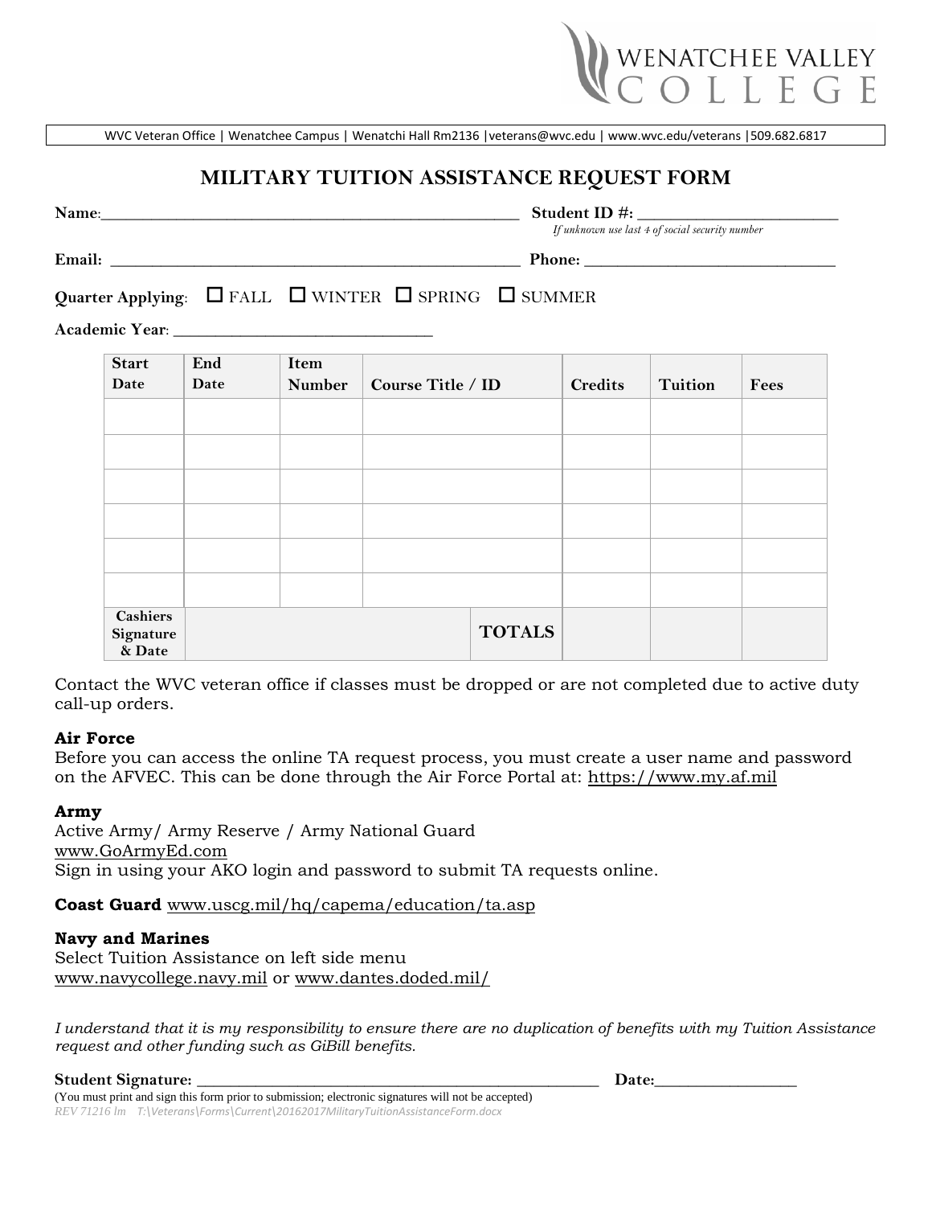WENATCHEE VALLEY COLLEGE

WVC Veteran Office | Wenatchee Campus | Wenatchi Hall Rm2136 | veterans@wvc.edu | www.wvc.edu/veterans | 509.682.6817

# MILITARY TUITION ASSISTANCE REQUEST FORM

**Name**:_____________________________________________ **Student ID #:** ______________________
*If unknown use last 4 of social security number*

**Email:** _____________________________________________ **Phone:** ___________________________

**Quarter Applying**: ☐ FALL ☐ WINTER ☐ SPRING ☐ SUMMER

**Academic Year**: ___________________________

| Start Date | End Date | Item Number | Course Title / ID | Credits | Tuition | Fees |
|---|---|---|---|---|---|---|
| | | | | | | |
| | | | | | | |
| | | | | | | |
| | | | | | | |
| | | | | | | |
| | | | | | | |
| Cashiers Signature & Date | | | TOTALS | | | |

Contact the WVC veteran office if classes must be dropped or are not completed due to active duty call-up orders.

**Air Force**
Before you can access the online TA request process, you must create a user name and password on the AFVEC. This can be done through the Air Force Portal at: https://www.my.af.mil

**Army**
Active Army/ Army Reserve / Army National Guard
www.GoArmyEd.com
Sign in using your AKO login and password to submit TA requests online.

**Coast Guard** www.uscg.mil/hq/capema/education/ta.asp

**Navy and Marines**
Select Tuition Assistance on left side menu
www.navycollege.navy.mil or www.dantes.doded.mil/

*I understand that it is my responsibility to ensure there are no duplication of benefits with my Tuition Assistance request and other funding such as GiBill benefits.*

**Student Signature:** _____________________________________________ **Date:**_______________

(You must print and sign this form prior to submission; electronic signatures will not be accepted)

*REV 71216 lm T:\Veterans\Forms\Current\20162017MilitaryTuitionAssistanceForm.docx*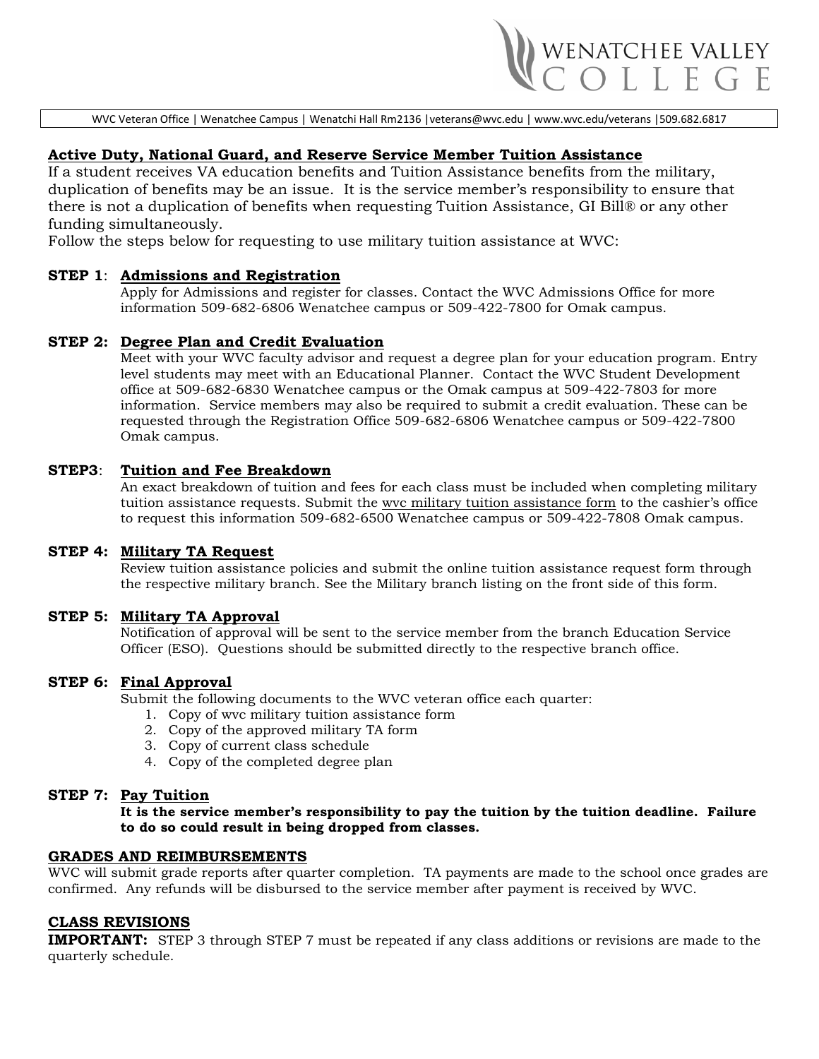WVC Veteran Office | Wenatchee Campus | Wenatchi Hall Rm2136 |veterans@wvc.edu | www.wvc.edu/veterans |509.682.6817

## Active Duty, National Guard, and Reserve Service Member Tuition Assistance

If a student receives VA education benefits and Tuition Assistance benefits from the military, duplication of benefits may be an issue. It is the service member's responsibility to ensure that there is not a duplication of benefits when requesting Tuition Assistance, GI Bill® or any other funding simultaneously.

Follow the steps below for requesting to use military tuition assistance at WVC:

### STEP 1: Admissions and Registration

Apply for Admissions and register for classes. Contact the WVC Admissions Office for more information 509-682-6806 Wenatchee campus or 509-422-7800 for Omak campus.

### STEP 2: Degree Plan and Credit Evaluation

Meet with your WVC faculty advisor and request a degree plan for your education program. Entry level students may meet with an Educational Planner. Contact the WVC Student Development office at 509-682-6830 Wenatchee campus or the Omak campus at 509-422-7803 for more information. Service members may also be required to submit a credit evaluation. These can be requested through the Registration Office 509-682-6806 Wenatchee campus or 509-422-7800 Omak campus.

### STEP3: Tuition and Fee Breakdown

An exact breakdown of tuition and fees for each class must be included when completing military tuition assistance requests. Submit the wvc military tuition assistance form to the cashier's office to request this information 509-682-6500 Wenatchee campus or 509-422-7808 Omak campus.

### STEP 4: Military TA Request

Review tuition assistance policies and submit the online tuition assistance request form through the respective military branch. See the Military branch listing on the front side of this form.

### STEP 5: Military TA Approval

Notification of approval will be sent to the service member from the branch Education Service Officer (ESO). Questions should be submitted directly to the respective branch office.

### STEP 6: Final Approval

Submit the following documents to the WVC veteran office each quarter:

1. Copy of wvc military tuition assistance form
2. Copy of the approved military TA form
3. Copy of current class schedule
4. Copy of the completed degree plan

### STEP 7: Pay Tuition

**It is the service member's responsibility to pay the tuition by the tuition deadline. Failure to do so could result in being dropped from classes.**

## GRADES AND REIMBURSEMENTS

WVC will submit grade reports after quarter completion. TA payments are made to the school once grades are confirmed. Any refunds will be disbursed to the service member after payment is received by WVC.

## CLASS REVISIONS

**IMPORTANT:** STEP 3 through STEP 7 must be repeated if any class additions or revisions are made to the quarterly schedule.